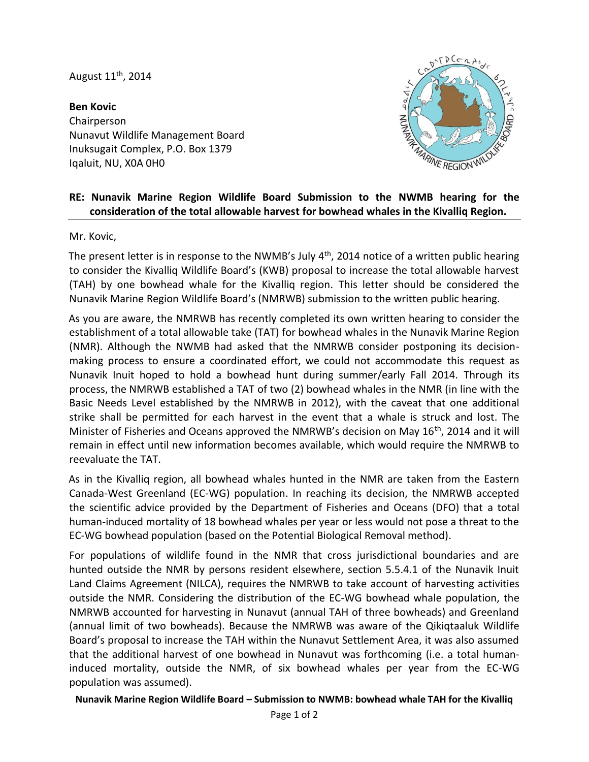August 11th, 2014

**Ben Kovic**
Chairperson
Nunavut Wildlife Management Board
Inuksugait Complex, P.O. Box 1379
Iqaluit, NU, X0A 0H0

**RE: Nunavik Marine Region Wildlife Board Submission to the NWMB hearing for the consideration of the total allowable harvest for bowhead whales in the Kivalliq Region.**

Mr. Kovic,

The present letter is in response to the NWMB's July 4th, 2014 notice of a written public hearing to consider the Kivalliq Wildlife Board's (KWB) proposal to increase the total allowable harvest (TAH) by one bowhead whale for the Kivalliq region. This letter should be considered the Nunavik Marine Region Wildlife Board's (NMRWB) submission to the written public hearing.

As you are aware, the NMRWB has recently completed its own written hearing to consider the establishment of a total allowable take (TAT) for bowhead whales in the Nunavik Marine Region (NMR). Although the NWMB had asked that the NMRWB consider postponing its decision-making process to ensure a coordinated effort, we could not accommodate this request as Nunavik Inuit hoped to hold a bowhead hunt during summer/early Fall 2014. Through its process, the NMRWB established a TAT of two (2) bowhead whales in the NMR (in line with the Basic Needs Level established by the NMRWB in 2012), with the caveat that one additional strike shall be permitted for each harvest in the event that a whale is struck and lost. The Minister of Fisheries and Oceans approved the NMRWB's decision on May 16th, 2014 and it will remain in effect until new information becomes available, which would require the NMRWB to reevaluate the TAT.

As in the Kivalliq region, all bowhead whales hunted in the NMR are taken from the Eastern Canada-West Greenland (EC-WG) population. In reaching its decision, the NMRWB accepted the scientific advice provided by the Department of Fisheries and Oceans (DFO) that a total human-induced mortality of 18 bowhead whales per year or less would not pose a threat to the EC-WG bowhead population (based on the Potential Biological Removal method).

For populations of wildlife found in the NMR that cross jurisdictional boundaries and are hunted outside the NMR by persons resident elsewhere, section 5.5.4.1 of the Nunavik Inuit Land Claims Agreement (NILCA), requires the NMRWB to take account of harvesting activities outside the NMR. Considering the distribution of the EC-WG bowhead whale population, the NMRWB accounted for harvesting in Nunavut (annual TAH of three bowheads) and Greenland (annual limit of two bowheads). Because the NMRWB was aware of the Qikiqtaaluk Wildlife Board's proposal to increase the TAH within the Nunavut Settlement Area, it was also assumed that the additional harvest of one bowhead in Nunavut was forthcoming (i.e. a total human-induced mortality, outside the NMR, of six bowhead whales per year from the EC-WG population was assumed).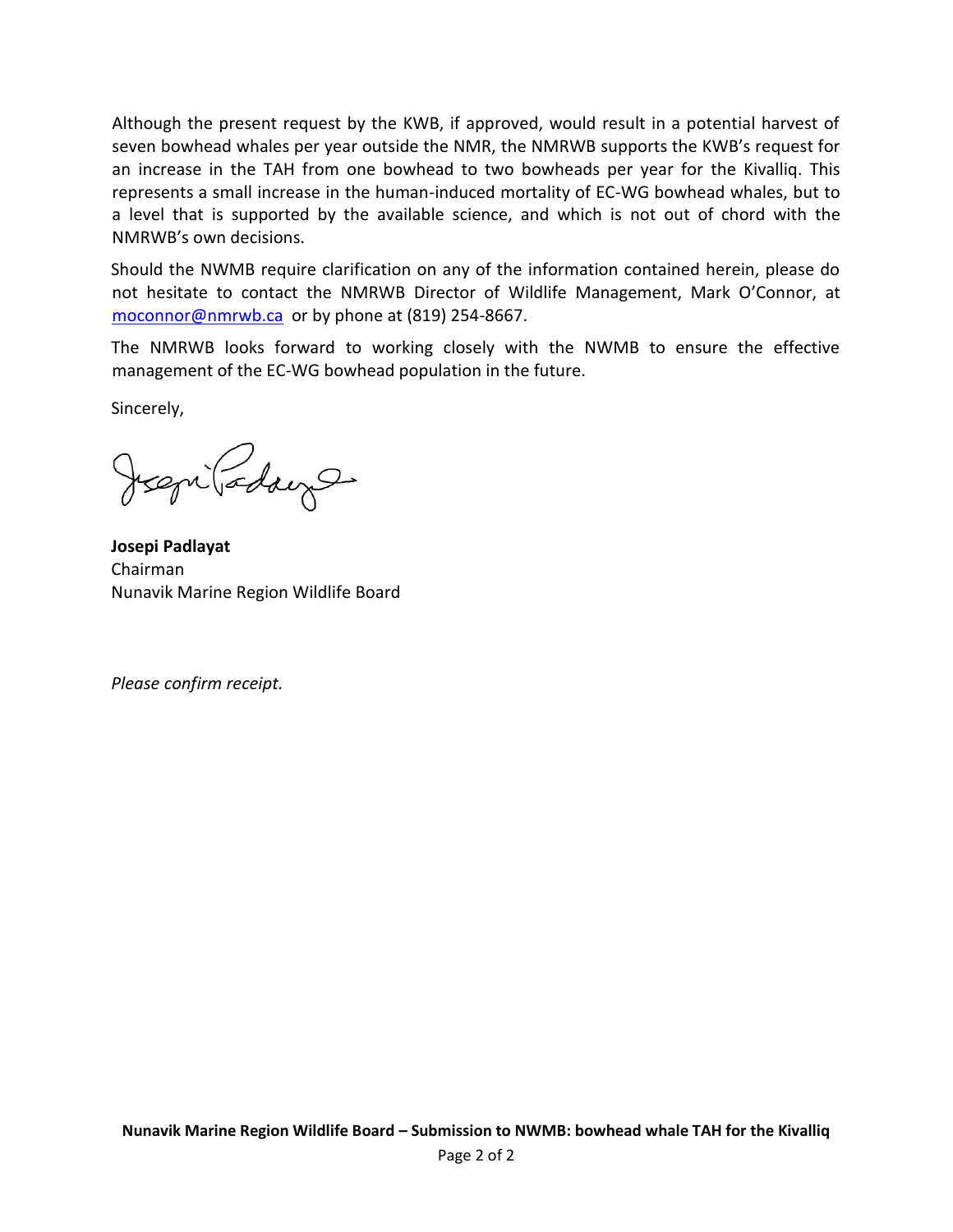Although the present request by the KWB, if approved, would result in a potential harvest of seven bowhead whales per year outside the NMR, the NMRWB supports the KWB's request for an increase in the TAH from one bowhead to two bowheads per year for the Kivalliq. This represents a small increase in the human-induced mortality of EC-WG bowhead whales, but to a level that is supported by the available science, and which is not out of chord with the NMRWB's own decisions.

Should the NWMB require clarification on any of the information contained herein, please do not hesitate to contact the NMRWB Director of Wildlife Management, Mark O'Connor, at moconnor@nmrwb.ca or by phone at (819) 254-8667.

The NMRWB looks forward to working closely with the NWMB to ensure the effective management of the EC-WG bowhead population in the future.

Sincerely,

**Josepi Padlayat**
Chairman
Nunavik Marine Region Wildlife Board

*Please confirm receipt.*